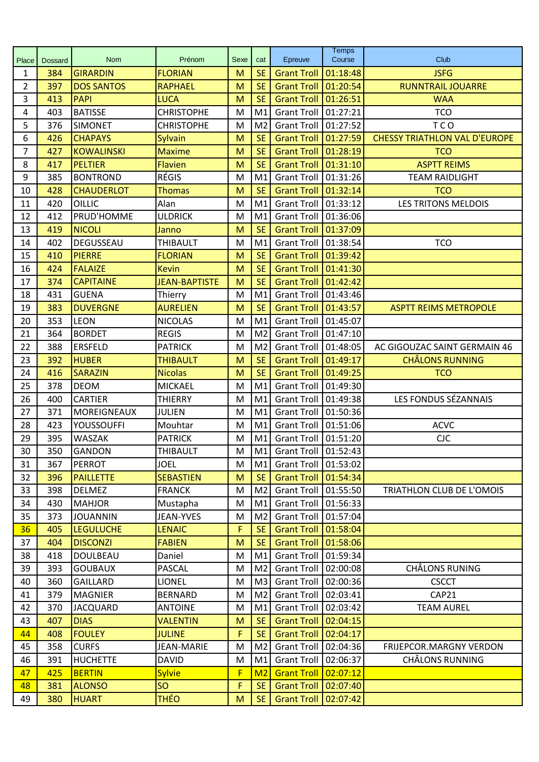| Place | Dossard | Nom | Prénom | Sexe | cat | Epreuve | Temps Course | Club |
|---|---|---|---|---|---|---|---|---|
| 1 | 384 | GIRARDIN | FLORIAN | M | SE | Grant Troll | 01:18:48 | JSFG |
| 2 | 397 | DOS SANTOS | RAPHAEL | M | SE | Grant Troll | 01:20:54 | RUNNTRAIL JOUARRE |
| 3 | 413 | PAPI | LUCA | M | SE | Grant Troll | 01:26:51 | WAA |
| 4 | 403 | BATISSE | CHRISTOPHE | M | M1 | Grant Troll | 01:27:21 | TCO |
| 5 | 376 | SIMONET | CHRISTOPHE | M | M2 | Grant Troll | 01:27:52 | T C O |
| 6 | 426 | CHAPAYS | Sylvain | M | SE | Grant Troll | 01:27:59 | CHESSY TRIATHLON VAL D'EUROPE |
| 7 | 427 | KOWALINSKI | Maxime | M | SE | Grant Troll | 01:28:19 | TCO |
| 8 | 417 | PELTIER | Flavien | M | SE | Grant Troll | 01:31:10 | ASPTT REIMS |
| 9 | 385 | BONTROND | RÉGIS | M | M1 | Grant Troll | 01:31:26 | TEAM RAIDLIGHT |
| 10 | 428 | CHAUDERLOT | Thomas | M | SE | Grant Troll | 01:32:14 | TCO |
| 11 | 420 | OILLIC | Alan | M | M1 | Grant Troll | 01:33:12 | LES TRITONS MELDOIS |
| 12 | 412 | PRUD'HOMME | ULDRICK | M | M1 | Grant Troll | 01:36:06 | |
| 13 | 419 | NICOLI | Janno | M | SE | Grant Troll | 01:37:09 | |
| 14 | 402 | DEGUSSEAU | THIBAULT | M | M1 | Grant Troll | 01:38:54 | TCO |
| 15 | 410 | PIERRE | FLORIAN | M | SE | Grant Troll | 01:39:42 | |
| 16 | 424 | FALAIZE | Kevin | M | SE | Grant Troll | 01:41:30 | |
| 17 | 374 | CAPITAINE | JEAN-BAPTISTE | M | SE | Grant Troll | 01:42:42 | |
| 18 | 431 | GUENA | Thierry | M | M1 | Grant Troll | 01:43:46 | |
| 19 | 383 | DUVERGNE | AURELIEN | M | SE | Grant Troll | 01:43:57 | ASPTT REIMS METROPOLE |
| 20 | 353 | LEON | NICOLAS | M | M1 | Grant Troll | 01:45:07 | |
| 21 | 364 | BORDET | REGIS | M | M2 | Grant Troll | 01:47:10 | |
| 22 | 388 | ERSFELD | PATRICK | M | M2 | Grant Troll | 01:48:05 | AC GIGOUZAC SAINT GERMAIN 46 |
| 23 | 392 | HUBER | THIBAULT | M | SE | Grant Troll | 01:49:17 | CHÂLONS RUNNING |
| 24 | 416 | SARAZIN | Nicolas | M | SE | Grant Troll | 01:49:25 | TCO |
| 25 | 378 | DEOM | MICKAEL | M | M1 | Grant Troll | 01:49:30 | |
| 26 | 400 | CARTIER | THIERRY | M | M1 | Grant Troll | 01:49:38 | LES FONDUS SÉZANNAIS |
| 27 | 371 | MOREIGNEAUX | JULIEN | M | M1 | Grant Troll | 01:50:36 | |
| 28 | 423 | YOUSSOUFFI | Mouhtar | M | M1 | Grant Troll | 01:51:06 | ACVC |
| 29 | 395 | WASZAK | PATRICK | M | M1 | Grant Troll | 01:51:20 | CJC |
| 30 | 350 | GANDON | THIBAULT | M | M1 | Grant Troll | 01:52:43 | |
| 31 | 367 | PERROT | JOEL | M | M1 | Grant Troll | 01:53:02 | |
| 32 | 396 | PAILLETTE | SEBASTIEN | M | SE | Grant Troll | 01:54:34 | |
| 33 | 398 | DELMEZ | FRANCK | M | M2 | Grant Troll | 01:55:50 | TRIATHLON CLUB DE L'OMOIS |
| 34 | 430 | MAHJOR | Mustapha | M | M1 | Grant Troll | 01:56:33 | |
| 35 | 373 | JOUANNIN | JEAN-YVES | M | M2 | Grant Troll | 01:57:04 | |
| 36 | 405 | LEGULUCHE | LENAIC | F | SE | Grant Troll | 01:58:04 | |
| 37 | 404 | DISCONZI | FABIEN | M | SE | Grant Troll | 01:58:06 | |
| 38 | 418 | DOULBEAU | Daniel | M | M1 | Grant Troll | 01:59:34 | |
| 39 | 393 | GOUBAUX | PASCAL | M | M2 | Grant Troll | 02:00:08 | CHÂLONS RUNING |
| 40 | 360 | GAILLARD | LIONEL | M | M3 | Grant Troll | 02:00:36 | CSCCT |
| 41 | 379 | MAGNIER | BERNARD | M | M2 | Grant Troll | 02:03:41 | CAP21 |
| 42 | 370 | JACQUARD | ANTOINE | M | M1 | Grant Troll | 02:03:42 | TEAM AUREL |
| 43 | 407 | DIAS | VALENTIN | M | SE | Grant Troll | 02:04:15 | |
| 44 | 408 | FOULEY | JULINE | F | SE | Grant Troll | 02:04:17 | |
| 45 | 358 | CURFS | JEAN-MARIE | M | M2 | Grant Troll | 02:04:36 | FRIJEPCOR.MARGNY VERDON |
| 46 | 391 | HUCHETTE | DAVID | M | M1 | Grant Troll | 02:06:37 | CHÂLONS RUNNING |
| 47 | 425 | BERTIN | Sylvie | F | M2 | Grant Troll | 02:07:12 | |
| 48 | 381 | ALONSO | SO | F | SE | Grant Troll | 02:07:40 | |
| 49 | 380 | HUART | THÉO | M | SE | Grant Troll | 02:07:42 | |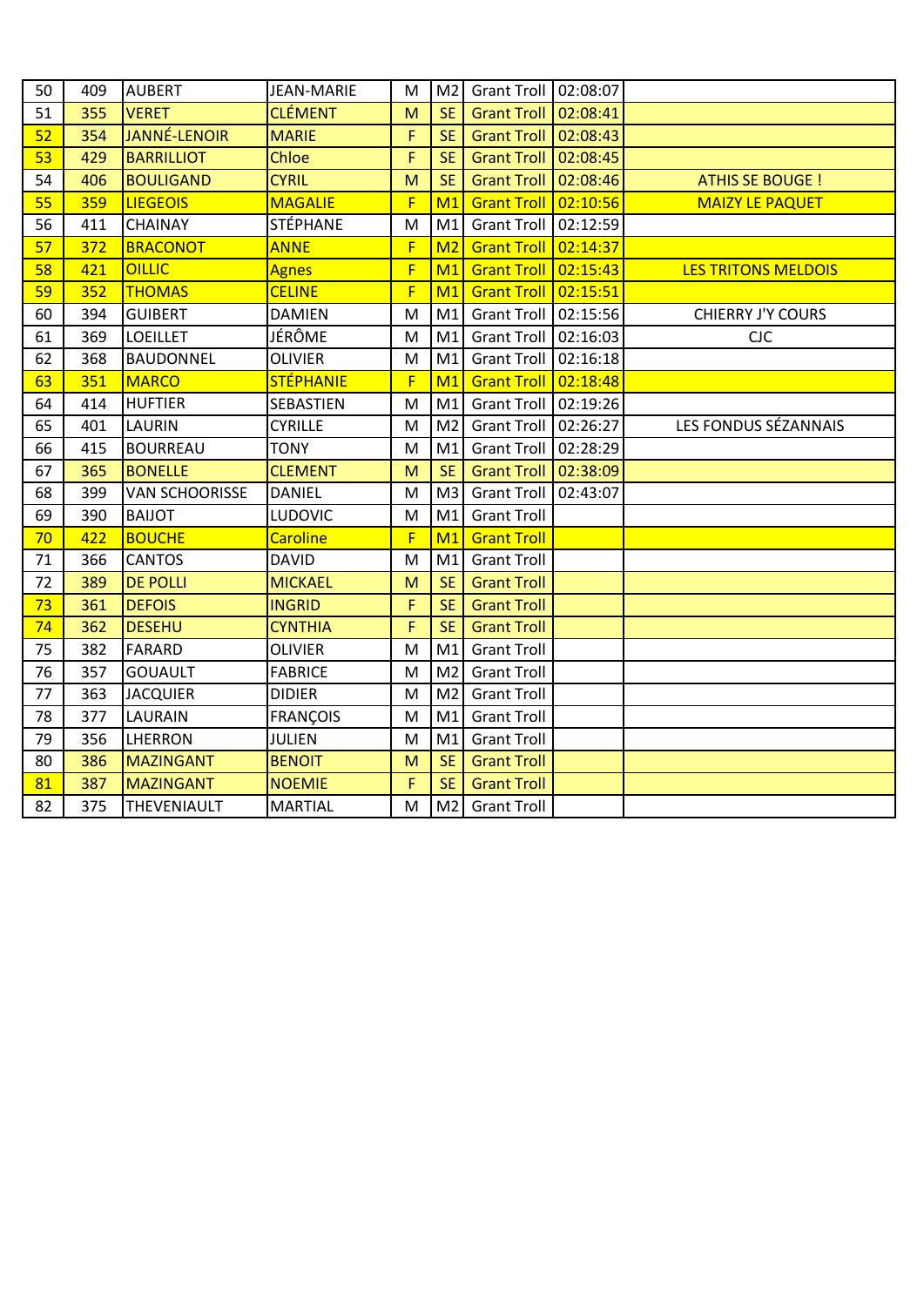| | | | | | | | | |
|---|---|---|---|---|---|---|---|---|
| 50 | 409 | AUBERT | JEAN-MARIE | M | M2 | Grant Troll | 02:08:07 | |
| 51 | 355 | VERET | CLÉMENT | M | SE | Grant Troll | 02:08:41 | |
| 52 | 354 | JANNÉ-LENOIR | MARIE | F | SE | Grant Troll | 02:08:43 | |
| 53 | 429 | BARRILLIOT | Chloe | F | SE | Grant Troll | 02:08:45 | |
| 54 | 406 | BOULIGAND | CYRIL | M | SE | Grant Troll | 02:08:46 | ATHIS SE BOUGE ! |
| 55 | 359 | LIEGEOIS | MAGALIE | F | M1 | Grant Troll | 02:10:56 | MAIZY LE PAQUET |
| 56 | 411 | CHAINAY | STÉPHANE | M | M1 | Grant Troll | 02:12:59 | |
| 57 | 372 | BRACONOT | ANNE | F | M2 | Grant Troll | 02:14:37 | |
| 58 | 421 | OILLIC | Agnes | F | M1 | Grant Troll | 02:15:43 | LES TRITONS MELDOIS |
| 59 | 352 | THOMAS | CELINE | F | M1 | Grant Troll | 02:15:51 | |
| 60 | 394 | GUIBERT | DAMIEN | M | M1 | Grant Troll | 02:15:56 | CHIERRY J'Y COURS |
| 61 | 369 | LOEILLET | JÉRÔME | M | M1 | Grant Troll | 02:16:03 | CJC |
| 62 | 368 | BAUDONNEL | OLIVIER | M | M1 | Grant Troll | 02:16:18 | |
| 63 | 351 | MARCO | STÉPHANIE | F | M1 | Grant Troll | 02:18:48 | |
| 64 | 414 | HUFTIER | SEBASTIEN | M | M1 | Grant Troll | 02:19:26 | |
| 65 | 401 | LAURIN | CYRILLE | M | M2 | Grant Troll | 02:26:27 | LES FONDUS SÉZANNAIS |
| 66 | 415 | BOURREAU | TONY | M | M1 | Grant Troll | 02:28:29 | |
| 67 | 365 | BONELLE | CLEMENT | M | SE | Grant Troll | 02:38:09 | |
| 68 | 399 | VAN SCHOORISSE | DANIEL | M | M3 | Grant Troll | 02:43:07 | |
| 69 | 390 | BAIJOT | LUDOVIC | M | M1 | Grant Troll | | |
| 70 | 422 | BOUCHE | Caroline | F | M1 | Grant Troll | | |
| 71 | 366 | CANTOS | DAVID | M | M1 | Grant Troll | | |
| 72 | 389 | DE POLLI | MICKAEL | M | SE | Grant Troll | | |
| 73 | 361 | DEFOIS | INGRID | F | SE | Grant Troll | | |
| 74 | 362 | DESEHU | CYNTHIA | F | SE | Grant Troll | | |
| 75 | 382 | FARARD | OLIVIER | M | M1 | Grant Troll | | |
| 76 | 357 | GOUAULT | FABRICE | M | M2 | Grant Troll | | |
| 77 | 363 | JACQUIER | DIDIER | M | M2 | Grant Troll | | |
| 78 | 377 | LAURAIN | FRANÇOIS | M | M1 | Grant Troll | | |
| 79 | 356 | LHERRON | JULIEN | M | M1 | Grant Troll | | |
| 80 | 386 | MAZINGANT | BENOIT | M | SE | Grant Troll | | |
| 81 | 387 | MAZINGANT | NOEMIE | F | SE | Grant Troll | | |
| 82 | 375 | THEVENIAULT | MARTIAL | M | M2 | Grant Troll | | |